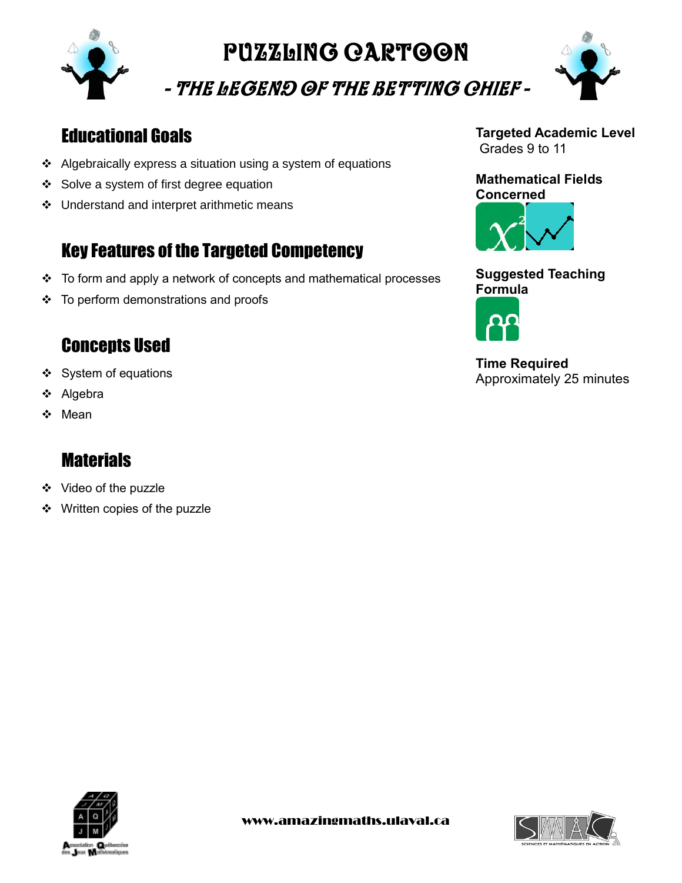# PUZZLING CARTOON

## - THE LEGEND OF THE BETTING CHIEF -

## Educational Goals

- Algebraically express a situation using a system of equations
- Solve a system of first degree equation
- Understand and interpret arithmetic means

## Key Features of the Targeted Competency

- To form and apply a network of concepts and mathematical processes
- To perform demonstrations and proofs

## Concepts Used

- System of equations
- Algebra
- Mean

## Materials

- Video of the puzzle
- Written copies of the puzzle

**Targeted Academic Level**
Grades 9 to 11

**Mathematical Fields Concerned**

**Suggested Teaching Formula**

**Time Required**
Approximately 25 minutes

www.amazingmaths.ulaval.ca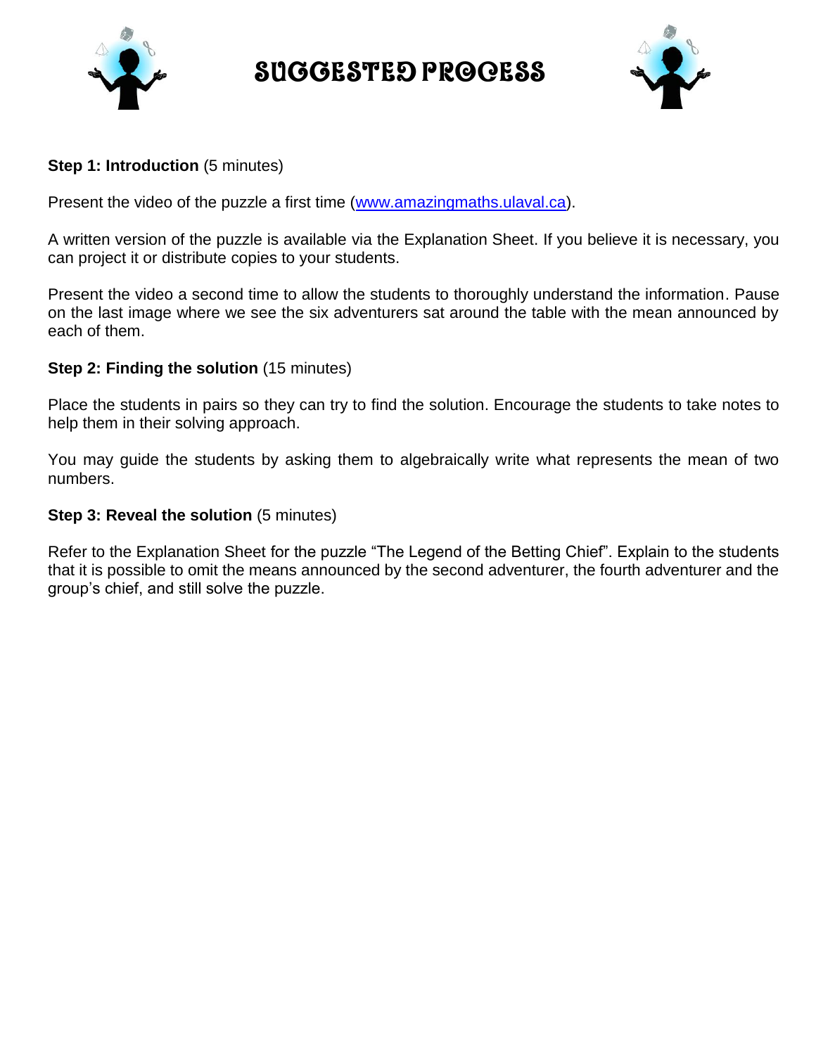# SUGGESTED PROCESS

**Step 1: Introduction** (5 minutes)

Present the video of the puzzle a first time (www.amazingmaths.ulaval.ca).

A written version of the puzzle is available via the Explanation Sheet. If you believe it is necessary, you can project it or distribute copies to your students.

Present the video a second time to allow the students to thoroughly understand the information. Pause on the last image where we see the six adventurers sat around the table with the mean announced by each of them.

**Step 2: Finding the solution** (15 minutes)

Place the students in pairs so they can try to find the solution. Encourage the students to take notes to help them in their solving approach.

You may guide the students by asking them to algebraically write what represents the mean of two numbers.

**Step 3: Reveal the solution** (5 minutes)

Refer to the Explanation Sheet for the puzzle "The Legend of the Betting Chief". Explain to the students that it is possible to omit the means announced by the second adventurer, the fourth adventurer and the group's chief, and still solve the puzzle.